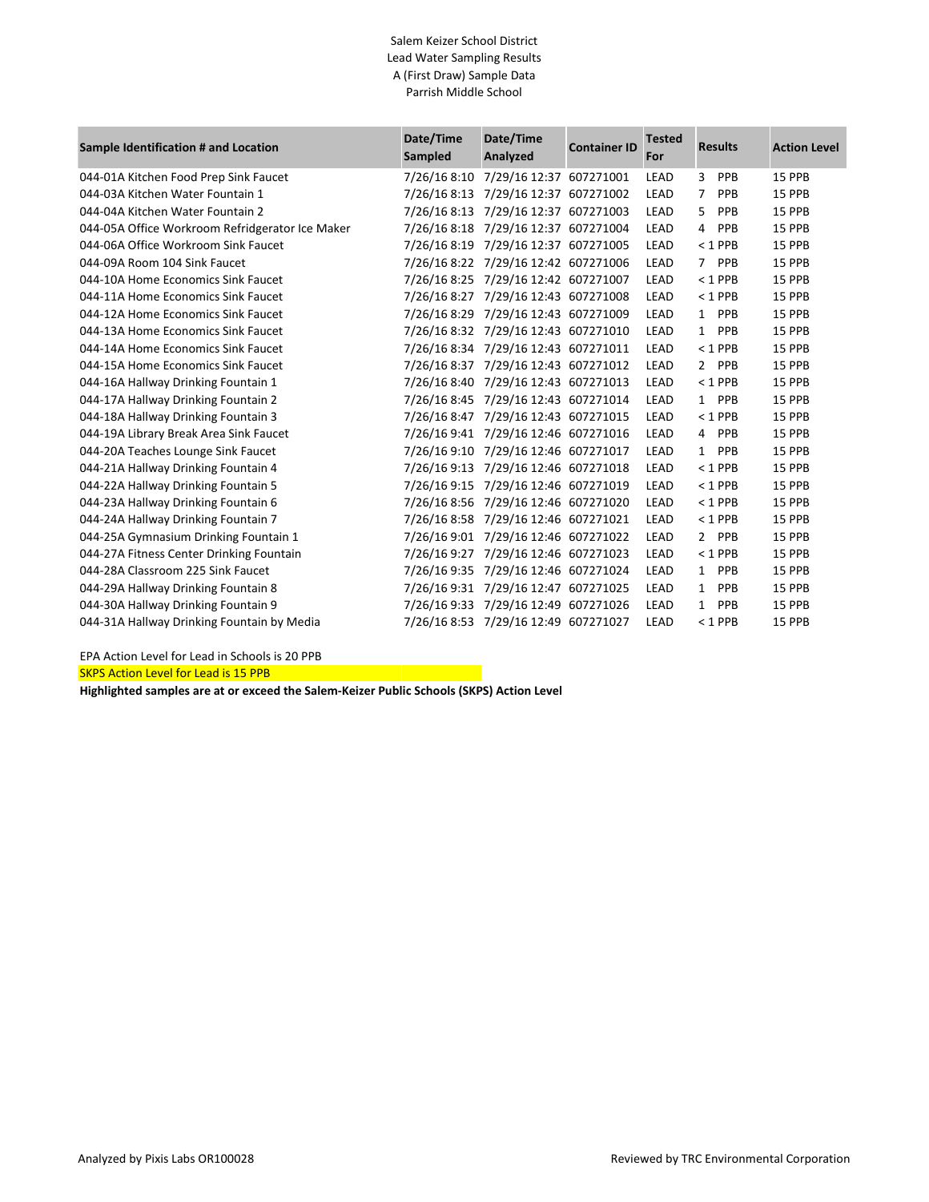Salem Keizer School District
Lead Water Sampling Results
A (First Draw) Sample Data
Parrish Middle School

| Sample Identification # and Location | Date/Time Sampled | Date/Time Analyzed | Container ID | Tested For | Results | Action Level |
|---|---|---|---|---|---|---|
| 044-01A Kitchen Food Prep Sink Faucet | 7/26/16 8:10 | 7/29/16 12:37 | 607271001 | LEAD | 3 PPB | 15 PPB |
| 044-03A Kitchen Water Fountain 1 | 7/26/16 8:13 | 7/29/16 12:37 | 607271002 | LEAD | 7 PPB | 15 PPB |
| 044-04A Kitchen Water Fountain 2 | 7/26/16 8:13 | 7/29/16 12:37 | 607271003 | LEAD | 5 PPB | 15 PPB |
| 044-05A Office Workroom Refridgerator Ice Maker | 7/26/16 8:18 | 7/29/16 12:37 | 607271004 | LEAD | 4 PPB | 15 PPB |
| 044-06A Office Workroom Sink Faucet | 7/26/16 8:19 | 7/29/16 12:37 | 607271005 | LEAD | < 1 PPB | 15 PPB |
| 044-09A Room 104 Sink Faucet | 7/26/16 8:22 | 7/29/16 12:42 | 607271006 | LEAD | 7 PPB | 15 PPB |
| 044-10A Home Economics Sink Faucet | 7/26/16 8:25 | 7/29/16 12:42 | 607271007 | LEAD | < 1 PPB | 15 PPB |
| 044-11A Home Economics Sink Faucet | 7/26/16 8:27 | 7/29/16 12:43 | 607271008 | LEAD | < 1 PPB | 15 PPB |
| 044-12A Home Economics Sink Faucet | 7/26/16 8:29 | 7/29/16 12:43 | 607271009 | LEAD | 1 PPB | 15 PPB |
| 044-13A Home Economics Sink Faucet | 7/26/16 8:32 | 7/29/16 12:43 | 607271010 | LEAD | 1 PPB | 15 PPB |
| 044-14A Home Economics Sink Faucet | 7/26/16 8:34 | 7/29/16 12:43 | 607271011 | LEAD | < 1 PPB | 15 PPB |
| 044-15A Home Economics Sink Faucet | 7/26/16 8:37 | 7/29/16 12:43 | 607271012 | LEAD | 2 PPB | 15 PPB |
| 044-16A Hallway Drinking Fountain 1 | 7/26/16 8:40 | 7/29/16 12:43 | 607271013 | LEAD | < 1 PPB | 15 PPB |
| 044-17A Hallway Drinking Fountain 2 | 7/26/16 8:45 | 7/29/16 12:43 | 607271014 | LEAD | 1 PPB | 15 PPB |
| 044-18A Hallway Drinking Fountain 3 | 7/26/16 8:47 | 7/29/16 12:43 | 607271015 | LEAD | < 1 PPB | 15 PPB |
| 044-19A Library Break Area Sink Faucet | 7/26/16 9:41 | 7/29/16 12:46 | 607271016 | LEAD | 4 PPB | 15 PPB |
| 044-20A Teaches Lounge Sink Faucet | 7/26/16 9:10 | 7/29/16 12:46 | 607271017 | LEAD | 1 PPB | 15 PPB |
| 044-21A Hallway Drinking Fountain 4 | 7/26/16 9:13 | 7/29/16 12:46 | 607271018 | LEAD | < 1 PPB | 15 PPB |
| 044-22A Hallway Drinking Fountain 5 | 7/26/16 9:15 | 7/29/16 12:46 | 607271019 | LEAD | < 1 PPB | 15 PPB |
| 044-23A Hallway Drinking Fountain 6 | 7/26/16 8:56 | 7/29/16 12:46 | 607271020 | LEAD | < 1 PPB | 15 PPB |
| 044-24A Hallway Drinking Fountain 7 | 7/26/16 8:58 | 7/29/16 12:46 | 607271021 | LEAD | < 1 PPB | 15 PPB |
| 044-25A Gymnasium Drinking Fountain 1 | 7/26/16 9:01 | 7/29/16 12:46 | 607271022 | LEAD | 2 PPB | 15 PPB |
| 044-27A Fitness Center Drinking Fountain | 7/26/16 9:27 | 7/29/16 12:46 | 607271023 | LEAD | < 1 PPB | 15 PPB |
| 044-28A Classroom 225 Sink Faucet | 7/26/16 9:35 | 7/29/16 12:46 | 607271024 | LEAD | 1 PPB | 15 PPB |
| 044-29A Hallway Drinking Fountain 8 | 7/26/16 9:31 | 7/29/16 12:47 | 607271025 | LEAD | 1 PPB | 15 PPB |
| 044-30A Hallway Drinking Fountain 9 | 7/26/16 9:33 | 7/29/16 12:49 | 607271026 | LEAD | 1 PPB | 15 PPB |
| 044-31A Hallway Drinking Fountain by Media | 7/26/16 8:53 | 7/29/16 12:49 | 607271027 | LEAD | < 1 PPB | 15 PPB |

EPA Action Level for Lead in Schools is 20 PPB

SKPS Action Level for Lead is 15 PPB

**Highlighted samples are at or exceed the Salem-Keizer Public Schools (SKPS) Action Level**

Analyzed by Pixis Labs OR100028

Reviewed by TRC Environmental Corporation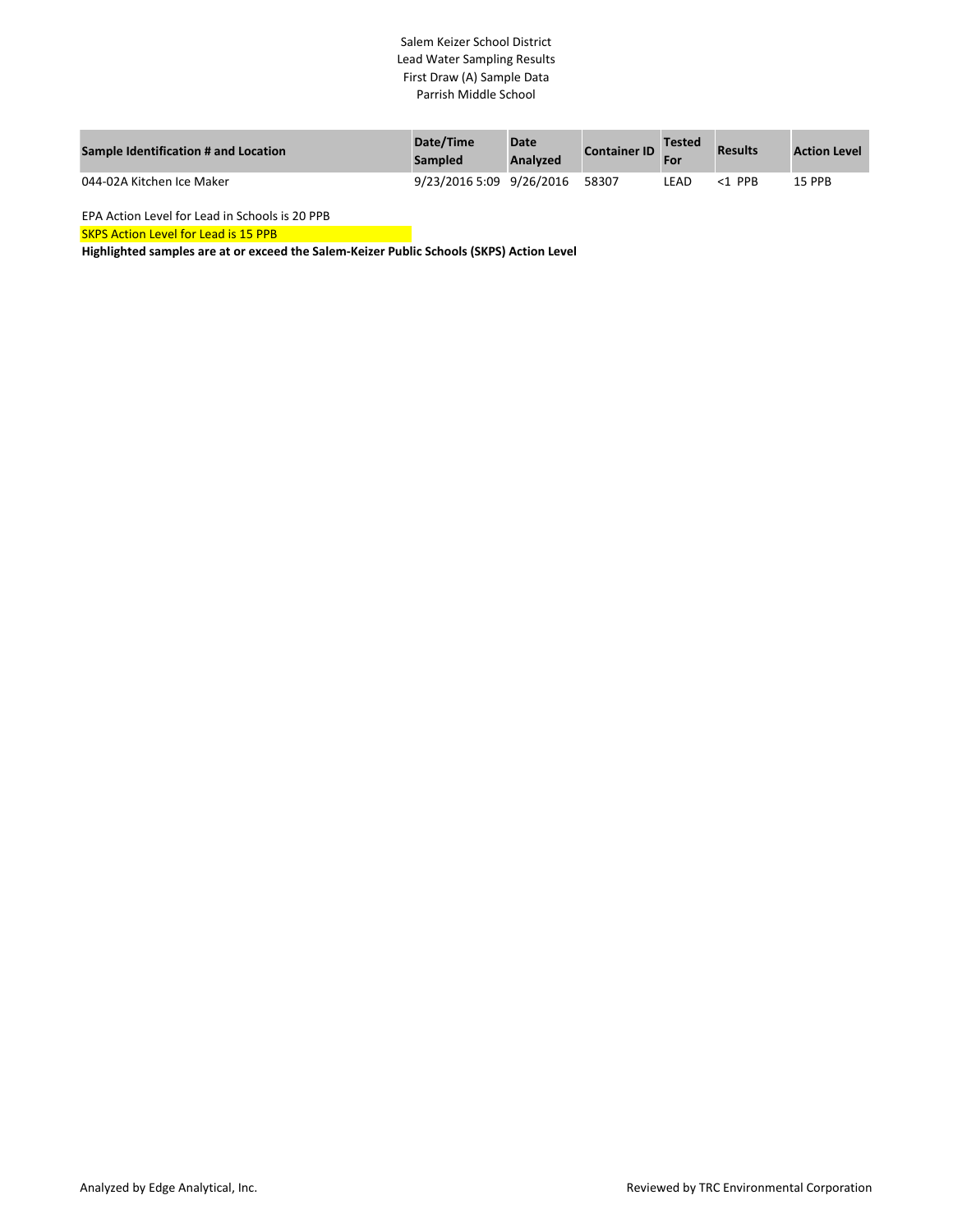Salem Keizer School District
Lead Water Sampling Results
First Draw (A) Sample Data
Parrish Middle School

| Sample Identification # and Location | Date/Time Sampled | Date Analyzed | Container ID | Tested For | Results | Action Level |
|---|---|---|---|---|---|---|
| 044-02A Kitchen Ice Maker | 9/23/2016 5:09 | 9/26/2016 | 58307 | LEAD | <1 PPB | 15 PPB |

EPA Action Level for Lead in Schools is 20 PPB

SKPS Action Level for Lead is 15 PPB

**Highlighted samples are at or exceed the Salem-Keizer Public Schools (SKPS) Action Level**

Analyzed by Edge Analytical, Inc.

Reviewed by TRC Environmental Corporation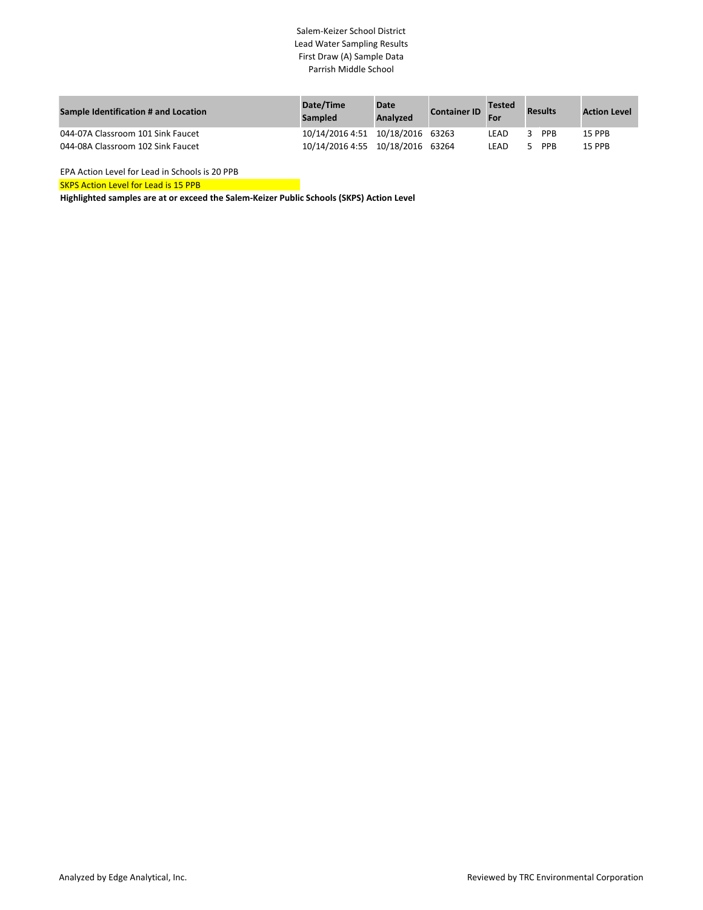Salem-Keizer School District
Lead Water Sampling Results
First Draw (A) Sample Data
Parrish Middle School

| Sample Identification # and Location | Date/Time Sampled | Date Analyzed | Container ID | Tested For | Results | Action Level |
|---|---|---|---|---|---|---|
| 044-07A Classroom 101 Sink Faucet | 10/14/2016 4:51 | 10/18/2016 | 63263 | LEAD | 3 PPB | 15 PPB |
| 044-08A Classroom 102 Sink Faucet | 10/14/2016 4:55 | 10/18/2016 | 63264 | LEAD | 5 PPB | 15 PPB |

EPA Action Level for Lead in Schools is 20 PPB

SKPS Action Level for Lead is 15 PPB

**Highlighted samples are at or exceed the Salem-Keizer Public Schools (SKPS) Action Level**

Analyzed by Edge Analytical, Inc.

Reviewed by TRC Environmental Corporation